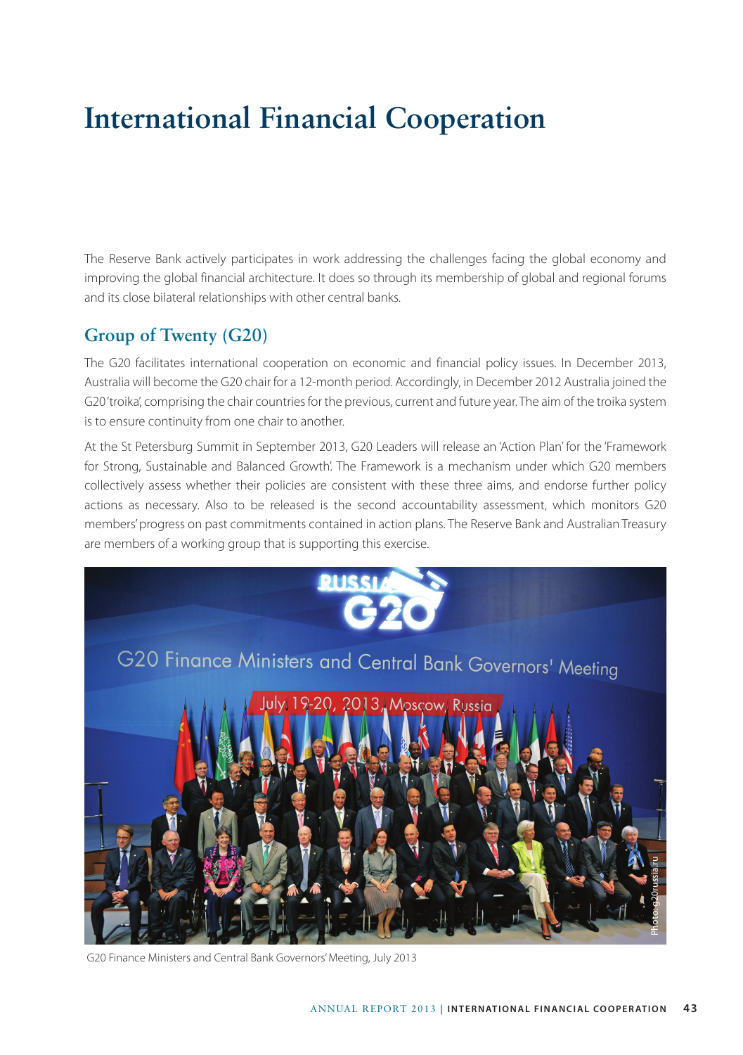# International Financial Cooperation

The Reserve Bank actively participates in work addressing the challenges facing the global economy and improving the global financial architecture. It does so through its membership of global and regional forums and its close bilateral relationships with other central banks.

## Group of Twenty (G20)

The G20 facilitates international cooperation on economic and financial policy issues. In December 2013, Australia will become the G20 chair for a 12-month period. Accordingly, in December 2012 Australia joined the G20 'troika', comprising the chair countries for the previous, current and future year. The aim of the troika system is to ensure continuity from one chair to another.

At the St Petersburg Summit in September 2013, G20 Leaders will release an 'Action Plan' for the 'Framework for Strong, Sustainable and Balanced Growth'. The Framework is a mechanism under which G20 members collectively assess whether their policies are consistent with these three aims, and endorse further policy actions as necessary. Also to be released is the second accountability assessment, which monitors G20 members' progress on past commitments contained in action plans. The Reserve Bank and Australian Treasury are members of a working group that is supporting this exercise.

G20 Finance Ministers and Central Bank Governors' Meeting, July 2013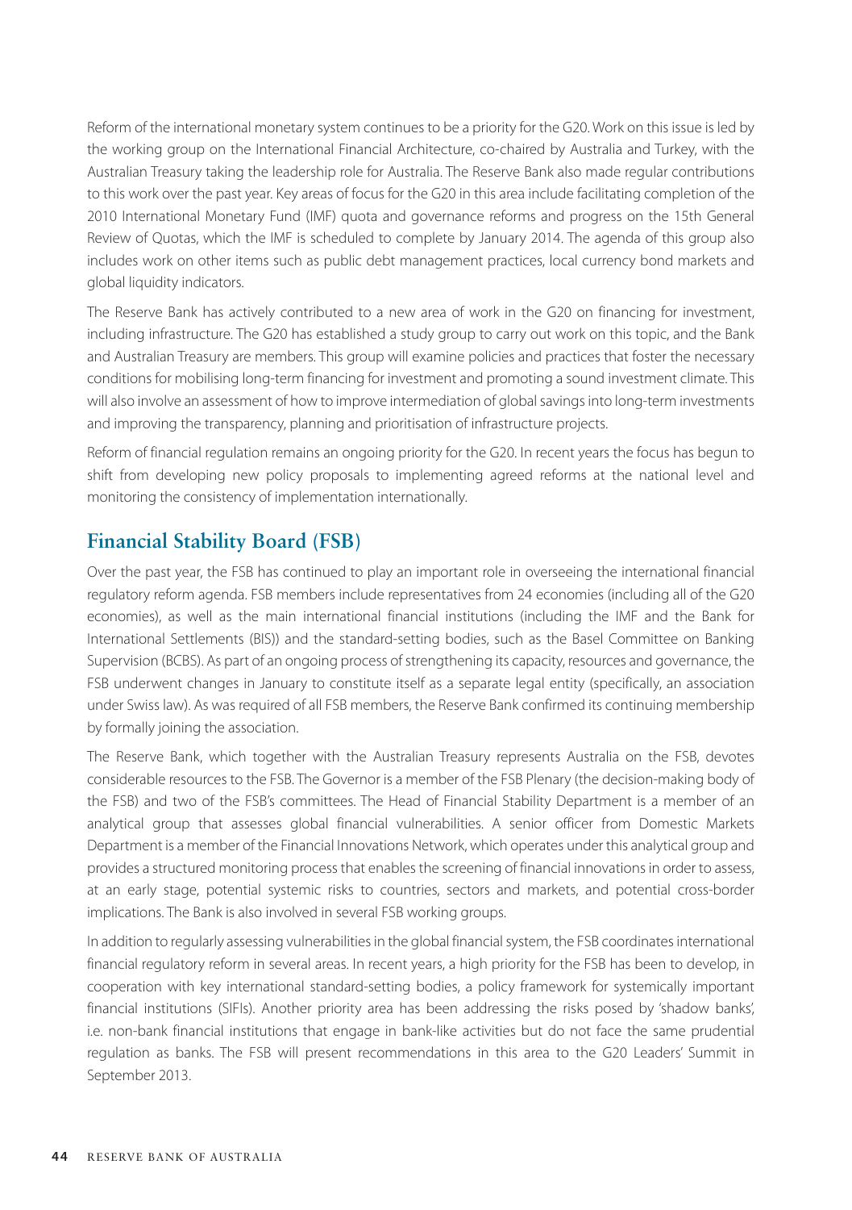Reform of the international monetary system continues to be a priority for the G20. Work on this issue is led by the working group on the International Financial Architecture, co-chaired by Australia and Turkey, with the Australian Treasury taking the leadership role for Australia. The Reserve Bank also made regular contributions to this work over the past year. Key areas of focus for the G20 in this area include facilitating completion of the 2010 International Monetary Fund (IMF) quota and governance reforms and progress on the 15th General Review of Quotas, which the IMF is scheduled to complete by January 2014. The agenda of this group also includes work on other items such as public debt management practices, local currency bond markets and global liquidity indicators.

The Reserve Bank has actively contributed to a new area of work in the G20 on financing for investment, including infrastructure. The G20 has established a study group to carry out work on this topic, and the Bank and Australian Treasury are members. This group will examine policies and practices that foster the necessary conditions for mobilising long-term financing for investment and promoting a sound investment climate. This will also involve an assessment of how to improve intermediation of global savings into long-term investments and improving the transparency, planning and prioritisation of infrastructure projects.

Reform of financial regulation remains an ongoing priority for the G20. In recent years the focus has begun to shift from developing new policy proposals to implementing agreed reforms at the national level and monitoring the consistency of implementation internationally.

## Financial Stability Board (FSB)

Over the past year, the FSB has continued to play an important role in overseeing the international financial regulatory reform agenda. FSB members include representatives from 24 economies (including all of the G20 economies), as well as the main international financial institutions (including the IMF and the Bank for International Settlements (BIS)) and the standard-setting bodies, such as the Basel Committee on Banking Supervision (BCBS). As part of an ongoing process of strengthening its capacity, resources and governance, the FSB underwent changes in January to constitute itself as a separate legal entity (specifically, an association under Swiss law). As was required of all FSB members, the Reserve Bank confirmed its continuing membership by formally joining the association.

The Reserve Bank, which together with the Australian Treasury represents Australia on the FSB, devotes considerable resources to the FSB. The Governor is a member of the FSB Plenary (the decision-making body of the FSB) and two of the FSB's committees. The Head of Financial Stability Department is a member of an analytical group that assesses global financial vulnerabilities. A senior officer from Domestic Markets Department is a member of the Financial Innovations Network, which operates under this analytical group and provides a structured monitoring process that enables the screening of financial innovations in order to assess, at an early stage, potential systemic risks to countries, sectors and markets, and potential cross-border implications. The Bank is also involved in several FSB working groups.

In addition to regularly assessing vulnerabilities in the global financial system, the FSB coordinates international financial regulatory reform in several areas. In recent years, a high priority for the FSB has been to develop, in cooperation with key international standard-setting bodies, a policy framework for systemically important financial institutions (SIFIs). Another priority area has been addressing the risks posed by 'shadow banks', i.e. non-bank financial institutions that engage in bank-like activities but do not face the same prudential regulation as banks. The FSB will present recommendations in this area to the G20 Leaders' Summit in September 2013.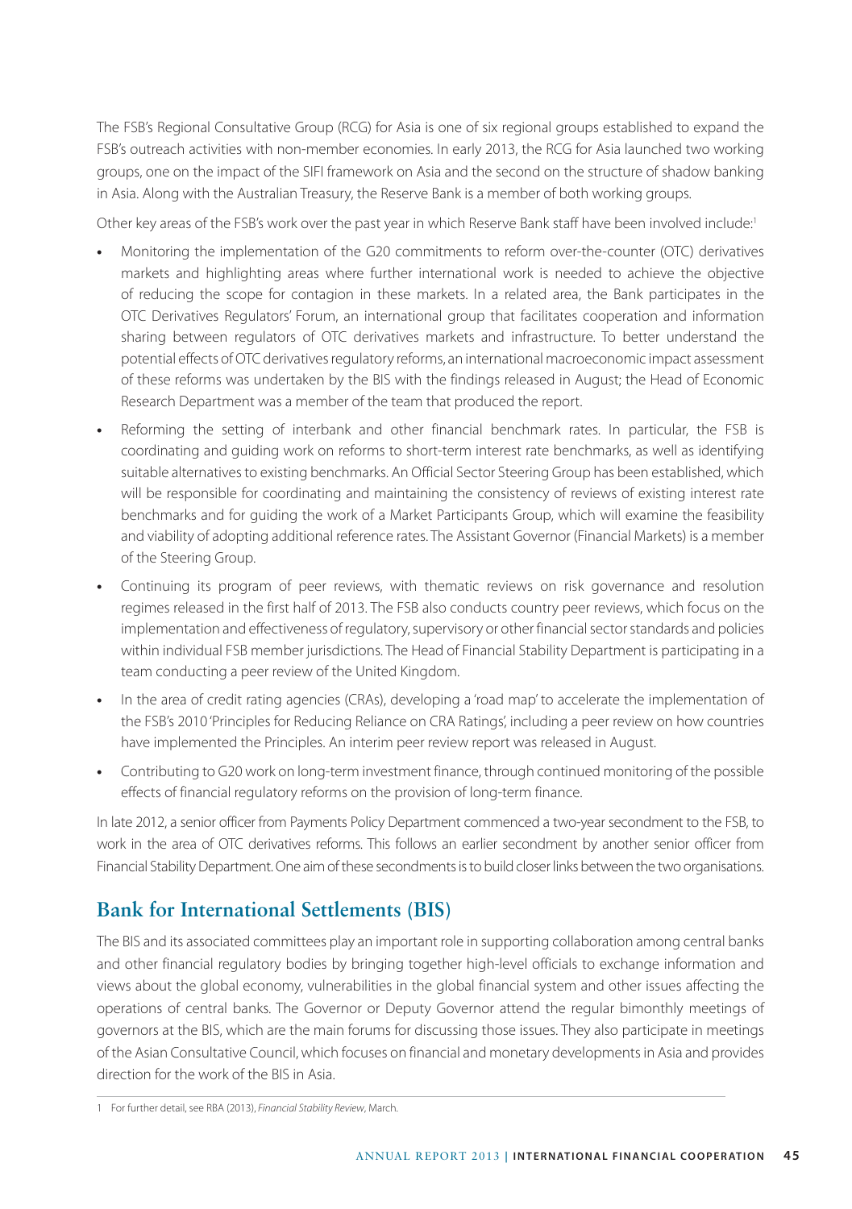The FSB's Regional Consultative Group (RCG) for Asia is one of six regional groups established to expand the FSB's outreach activities with non-member economies. In early 2013, the RCG for Asia launched two working groups, one on the impact of the SIFI framework on Asia and the second on the structure of shadow banking in Asia. Along with the Australian Treasury, the Reserve Bank is a member of both working groups.

Other key areas of the FSB's work over the past year in which Reserve Bank staff have been involved include:[1]

- Monitoring the implementation of the G20 commitments to reform over-the-counter (OTC) derivatives markets and highlighting areas where further international work is needed to achieve the objective of reducing the scope for contagion in these markets. In a related area, the Bank participates in the OTC Derivatives Regulators' Forum, an international group that facilitates cooperation and information sharing between regulators of OTC derivatives markets and infrastructure. To better understand the potential effects of OTC derivatives regulatory reforms, an international macroeconomic impact assessment of these reforms was undertaken by the BIS with the findings released in August; the Head of Economic Research Department was a member of the team that produced the report.
- Reforming the setting of interbank and other financial benchmark rates. In particular, the FSB is coordinating and guiding work on reforms to short-term interest rate benchmarks, as well as identifying suitable alternatives to existing benchmarks. An Official Sector Steering Group has been established, which will be responsible for coordinating and maintaining the consistency of reviews of existing interest rate benchmarks and for guiding the work of a Market Participants Group, which will examine the feasibility and viability of adopting additional reference rates. The Assistant Governor (Financial Markets) is a member of the Steering Group.
- Continuing its program of peer reviews, with thematic reviews on risk governance and resolution regimes released in the first half of 2013. The FSB also conducts country peer reviews, which focus on the implementation and effectiveness of regulatory, supervisory or other financial sector standards and policies within individual FSB member jurisdictions. The Head of Financial Stability Department is participating in a team conducting a peer review of the United Kingdom.
- In the area of credit rating agencies (CRAs), developing a 'road map' to accelerate the implementation of the FSB's 2010 'Principles for Reducing Reliance on CRA Ratings', including a peer review on how countries have implemented the Principles. An interim peer review report was released in August.
- Contributing to G20 work on long-term investment finance, through continued monitoring of the possible effects of financial regulatory reforms on the provision of long-term finance.

In late 2012, a senior officer from Payments Policy Department commenced a two-year secondment to the FSB, to work in the area of OTC derivatives reforms. This follows an earlier secondment by another senior officer from Financial Stability Department. One aim of these secondments is to build closer links between the two organisations.

## Bank for International Settlements (BIS)

The BIS and its associated committees play an important role in supporting collaboration among central banks and other financial regulatory bodies by bringing together high-level officials to exchange information and views about the global economy, vulnerabilities in the global financial system and other issues affecting the operations of central banks. The Governor or Deputy Governor attend the regular bimonthly meetings of governors at the BIS, which are the main forums for discussing those issues. They also participate in meetings of the Asian Consultative Council, which focuses on financial and monetary developments in Asia and provides direction for the work of the BIS in Asia.

1 For further detail, see RBA (2013), *Financial Stability Review*, March.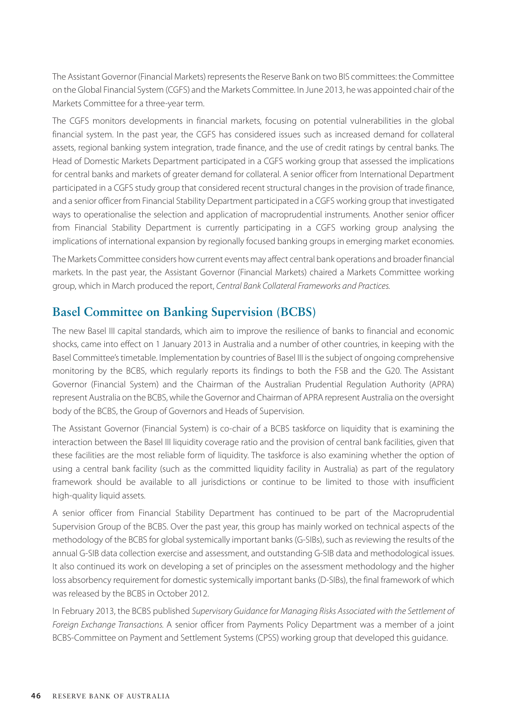The Assistant Governor (Financial Markets) represents the Reserve Bank on two BIS committees: the Committee on the Global Financial System (CGFS) and the Markets Committee. In June 2013, he was appointed chair of the Markets Committee for a three-year term.

The CGFS monitors developments in financial markets, focusing on potential vulnerabilities in the global financial system. In the past year, the CGFS has considered issues such as increased demand for collateral assets, regional banking system integration, trade finance, and the use of credit ratings by central banks. The Head of Domestic Markets Department participated in a CGFS working group that assessed the implications for central banks and markets of greater demand for collateral. A senior officer from International Department participated in a CGFS study group that considered recent structural changes in the provision of trade finance, and a senior officer from Financial Stability Department participated in a CGFS working group that investigated ways to operationalise the selection and application of macroprudential instruments. Another senior officer from Financial Stability Department is currently participating in a CGFS working group analysing the implications of international expansion by regionally focused banking groups in emerging market economies.

The Markets Committee considers how current events may affect central bank operations and broader financial markets. In the past year, the Assistant Governor (Financial Markets) chaired a Markets Committee working group, which in March produced the report, *Central Bank Collateral Frameworks and Practices*.

## Basel Committee on Banking Supervision (BCBS)

The new Basel III capital standards, which aim to improve the resilience of banks to financial and economic shocks, came into effect on 1 January 2013 in Australia and a number of other countries, in keeping with the Basel Committee's timetable. Implementation by countries of Basel III is the subject of ongoing comprehensive monitoring by the BCBS, which regularly reports its findings to both the FSB and the G20. The Assistant Governor (Financial System) and the Chairman of the Australian Prudential Regulation Authority (APRA) represent Australia on the BCBS, while the Governor and Chairman of APRA represent Australia on the oversight body of the BCBS, the Group of Governors and Heads of Supervision.

The Assistant Governor (Financial System) is co-chair of a BCBS taskforce on liquidity that is examining the interaction between the Basel III liquidity coverage ratio and the provision of central bank facilities, given that these facilities are the most reliable form of liquidity. The taskforce is also examining whether the option of using a central bank facility (such as the committed liquidity facility in Australia) as part of the regulatory framework should be available to all jurisdictions or continue to be limited to those with insufficient high-quality liquid assets.

A senior officer from Financial Stability Department has continued to be part of the Macroprudential Supervision Group of the BCBS. Over the past year, this group has mainly worked on technical aspects of the methodology of the BCBS for global systemically important banks (G-SIBs), such as reviewing the results of the annual G-SIB data collection exercise and assessment, and outstanding G-SIB data and methodological issues. It also continued its work on developing a set of principles on the assessment methodology and the higher loss absorbency requirement for domestic systemically important banks (D-SIBs), the final framework of which was released by the BCBS in October 2012.

In February 2013, the BCBS published *Supervisory Guidance for Managing Risks Associated with the Settlement of Foreign Exchange Transactions*. A senior officer from Payments Policy Department was a member of a joint BCBS-Committee on Payment and Settlement Systems (CPSS) working group that developed this guidance.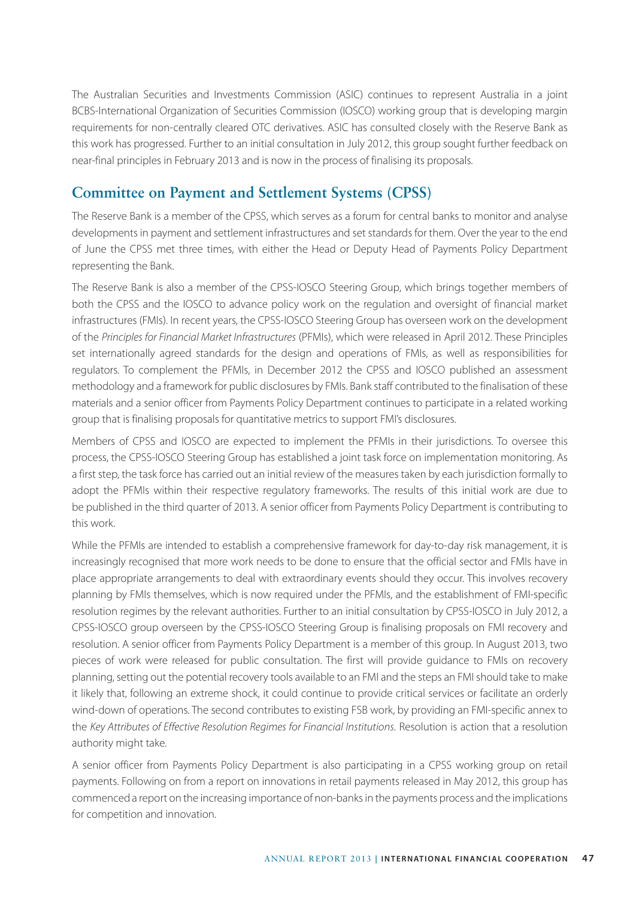The Australian Securities and Investments Commission (ASIC) continues to represent Australia in a joint BCBS-International Organization of Securities Commission (IOSCO) working group that is developing margin requirements for non-centrally cleared OTC derivatives. ASIC has consulted closely with the Reserve Bank as this work has progressed. Further to an initial consultation in July 2012, this group sought further feedback on near-final principles in February 2013 and is now in the process of finalising its proposals.

## Committee on Payment and Settlement Systems (CPSS)

The Reserve Bank is a member of the CPSS, which serves as a forum for central banks to monitor and analyse developments in payment and settlement infrastructures and set standards for them. Over the year to the end of June the CPSS met three times, with either the Head or Deputy Head of Payments Policy Department representing the Bank.

The Reserve Bank is also a member of the CPSS-IOSCO Steering Group, which brings together members of both the CPSS and the IOSCO to advance policy work on the regulation and oversight of financial market infrastructures (FMIs). In recent years, the CPSS-IOSCO Steering Group has overseen work on the development of the *Principles for Financial Market Infrastructures* (PFMIs), which were released in April 2012. These Principles set internationally agreed standards for the design and operations of FMIs, as well as responsibilities for regulators. To complement the PFMIs, in December 2012 the CPSS and IOSCO published an assessment methodology and a framework for public disclosures by FMIs. Bank staff contributed to the finalisation of these materials and a senior officer from Payments Policy Department continues to participate in a related working group that is finalising proposals for quantitative metrics to support FMI's disclosures.

Members of CPSS and IOSCO are expected to implement the PFMIs in their jurisdictions. To oversee this process, the CPSS-IOSCO Steering Group has established a joint task force on implementation monitoring. As a first step, the task force has carried out an initial review of the measures taken by each jurisdiction formally to adopt the PFMIs within their respective regulatory frameworks. The results of this initial work are due to be published in the third quarter of 2013. A senior officer from Payments Policy Department is contributing to this work.

While the PFMIs are intended to establish a comprehensive framework for day-to-day risk management, it is increasingly recognised that more work needs to be done to ensure that the official sector and FMIs have in place appropriate arrangements to deal with extraordinary events should they occur. This involves recovery planning by FMIs themselves, which is now required under the PFMIs, and the establishment of FMI-specific resolution regimes by the relevant authorities. Further to an initial consultation by CPSS-IOSCO in July 2012, a CPSS-IOSCO group overseen by the CPSS-IOSCO Steering Group is finalising proposals on FMI recovery and resolution. A senior officer from Payments Policy Department is a member of this group. In August 2013, two pieces of work were released for public consultation. The first will provide guidance to FMIs on recovery planning, setting out the potential recovery tools available to an FMI and the steps an FMI should take to make it likely that, following an extreme shock, it could continue to provide critical services or facilitate an orderly wind-down of operations. The second contributes to existing FSB work, by providing an FMI-specific annex to the *Key Attributes of Effective Resolution Regimes for Financial Institutions*. Resolution is action that a resolution authority might take.

A senior officer from Payments Policy Department is also participating in a CPSS working group on retail payments. Following on from a report on innovations in retail payments released in May 2012, this group has commenced a report on the increasing importance of non-banks in the payments process and the implications for competition and innovation.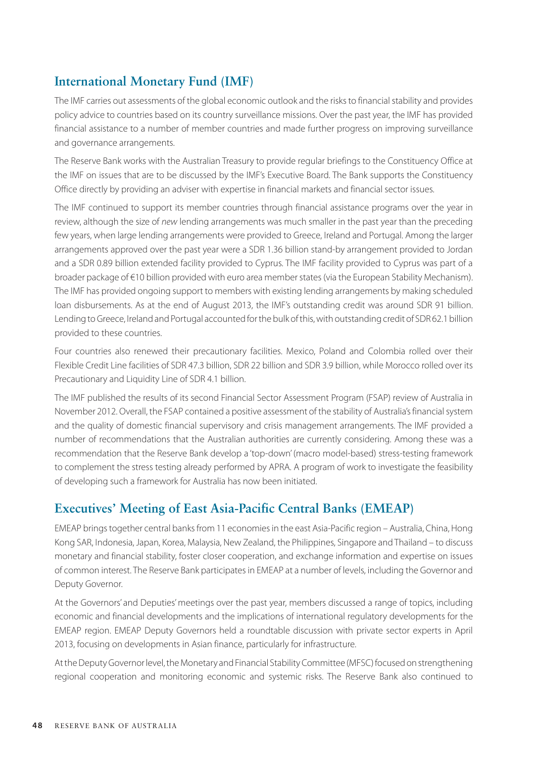## International Monetary Fund (IMF)

The IMF carries out assessments of the global economic outlook and the risks to financial stability and provides policy advice to countries based on its country surveillance missions. Over the past year, the IMF has provided financial assistance to a number of member countries and made further progress on improving surveillance and governance arrangements.

The Reserve Bank works with the Australian Treasury to provide regular briefings to the Constituency Office at the IMF on issues that are to be discussed by the IMF's Executive Board. The Bank supports the Constituency Office directly by providing an adviser with expertise in financial markets and financial sector issues.

The IMF continued to support its member countries through financial assistance programs over the year in review, although the size of *new* lending arrangements was much smaller in the past year than the preceding few years, when large lending arrangements were provided to Greece, Ireland and Portugal. Among the larger arrangements approved over the past year were a SDR 1.36 billion stand-by arrangement provided to Jordan and a SDR 0.89 billion extended facility provided to Cyprus. The IMF facility provided to Cyprus was part of a broader package of €10 billion provided with euro area member states (via the European Stability Mechanism). The IMF has provided ongoing support to members with existing lending arrangements by making scheduled loan disbursements. As at the end of August 2013, the IMF's outstanding credit was around SDR 91 billion. Lending to Greece, Ireland and Portugal accounted for the bulk of this, with outstanding credit of SDR 62.1 billion provided to these countries.

Four countries also renewed their precautionary facilities. Mexico, Poland and Colombia rolled over their Flexible Credit Line facilities of SDR 47.3 billion, SDR 22 billion and SDR 3.9 billion, while Morocco rolled over its Precautionary and Liquidity Line of SDR 4.1 billion.

The IMF published the results of its second Financial Sector Assessment Program (FSAP) review of Australia in November 2012. Overall, the FSAP contained a positive assessment of the stability of Australia's financial system and the quality of domestic financial supervisory and crisis management arrangements. The IMF provided a number of recommendations that the Australian authorities are currently considering. Among these was a recommendation that the Reserve Bank develop a 'top-down' (macro model-based) stress-testing framework to complement the stress testing already performed by APRA. A program of work to investigate the feasibility of developing such a framework for Australia has now been initiated.

## Executives' Meeting of East Asia-Pacific Central Banks (EMEAP)

EMEAP brings together central banks from 11 economies in the east Asia-Pacific region – Australia, China, Hong Kong SAR, Indonesia, Japan, Korea, Malaysia, New Zealand, the Philippines, Singapore and Thailand – to discuss monetary and financial stability, foster closer cooperation, and exchange information and expertise on issues of common interest. The Reserve Bank participates in EMEAP at a number of levels, including the Governor and Deputy Governor.

At the Governors' and Deputies' meetings over the past year, members discussed a range of topics, including economic and financial developments and the implications of international regulatory developments for the EMEAP region. EMEAP Deputy Governors held a roundtable discussion with private sector experts in April 2013, focusing on developments in Asian finance, particularly for infrastructure.

At the Deputy Governor level, the Monetary and Financial Stability Committee (MFSC) focused on strengthening regional cooperation and monitoring economic and systemic risks. The Reserve Bank also continued to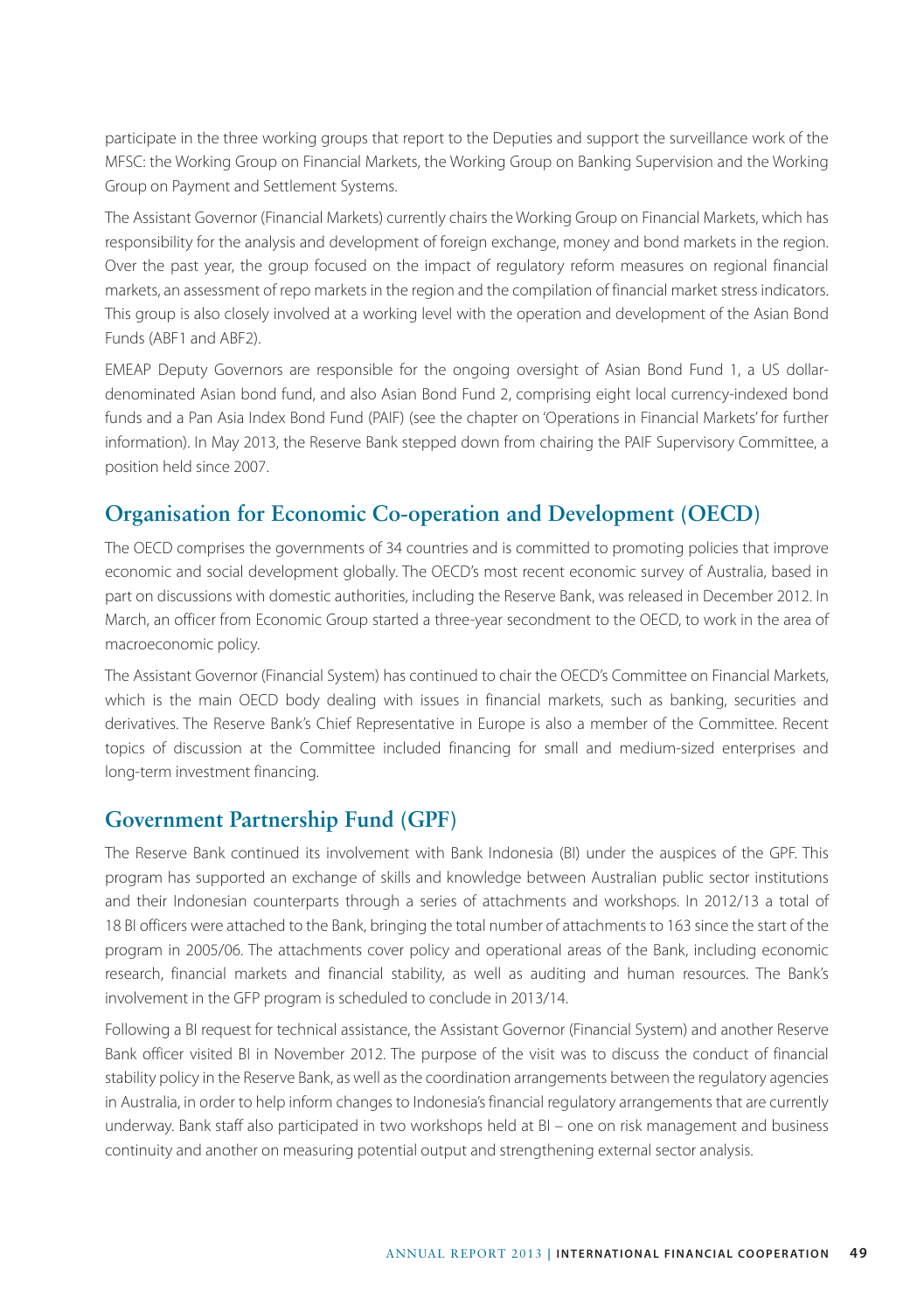participate in the three working groups that report to the Deputies and support the surveillance work of the MFSC: the Working Group on Financial Markets, the Working Group on Banking Supervision and the Working Group on Payment and Settlement Systems.

The Assistant Governor (Financial Markets) currently chairs the Working Group on Financial Markets, which has responsibility for the analysis and development of foreign exchange, money and bond markets in the region. Over the past year, the group focused on the impact of regulatory reform measures on regional financial markets, an assessment of repo markets in the region and the compilation of financial market stress indicators. This group is also closely involved at a working level with the operation and development of the Asian Bond Funds (ABF1 and ABF2).

EMEAP Deputy Governors are responsible for the ongoing oversight of Asian Bond Fund 1, a US dollar-denominated Asian bond fund, and also Asian Bond Fund 2, comprising eight local currency-indexed bond funds and a Pan Asia Index Bond Fund (PAIF) (see the chapter on 'Operations in Financial Markets' for further information). In May 2013, the Reserve Bank stepped down from chairing the PAIF Supervisory Committee, a position held since 2007.

## Organisation for Economic Co-operation and Development (OECD)

The OECD comprises the governments of 34 countries and is committed to promoting policies that improve economic and social development globally. The OECD's most recent economic survey of Australia, based in part on discussions with domestic authorities, including the Reserve Bank, was released in December 2012. In March, an officer from Economic Group started a three-year secondment to the OECD, to work in the area of macroeconomic policy.

The Assistant Governor (Financial System) has continued to chair the OECD's Committee on Financial Markets, which is the main OECD body dealing with issues in financial markets, such as banking, securities and derivatives. The Reserve Bank's Chief Representative in Europe is also a member of the Committee. Recent topics of discussion at the Committee included financing for small and medium-sized enterprises and long-term investment financing.

## Government Partnership Fund (GPF)

The Reserve Bank continued its involvement with Bank Indonesia (BI) under the auspices of the GPF. This program has supported an exchange of skills and knowledge between Australian public sector institutions and their Indonesian counterparts through a series of attachments and workshops. In 2012/13 a total of 18 BI officers were attached to the Bank, bringing the total number of attachments to 163 since the start of the program in 2005/06. The attachments cover policy and operational areas of the Bank, including economic research, financial markets and financial stability, as well as auditing and human resources. The Bank's involvement in the GFP program is scheduled to conclude in 2013/14.

Following a BI request for technical assistance, the Assistant Governor (Financial System) and another Reserve Bank officer visited BI in November 2012. The purpose of the visit was to discuss the conduct of financial stability policy in the Reserve Bank, as well as the coordination arrangements between the regulatory agencies in Australia, in order to help inform changes to Indonesia's financial regulatory arrangements that are currently underway. Bank staff also participated in two workshops held at BI – one on risk management and business continuity and another on measuring potential output and strengthening external sector analysis.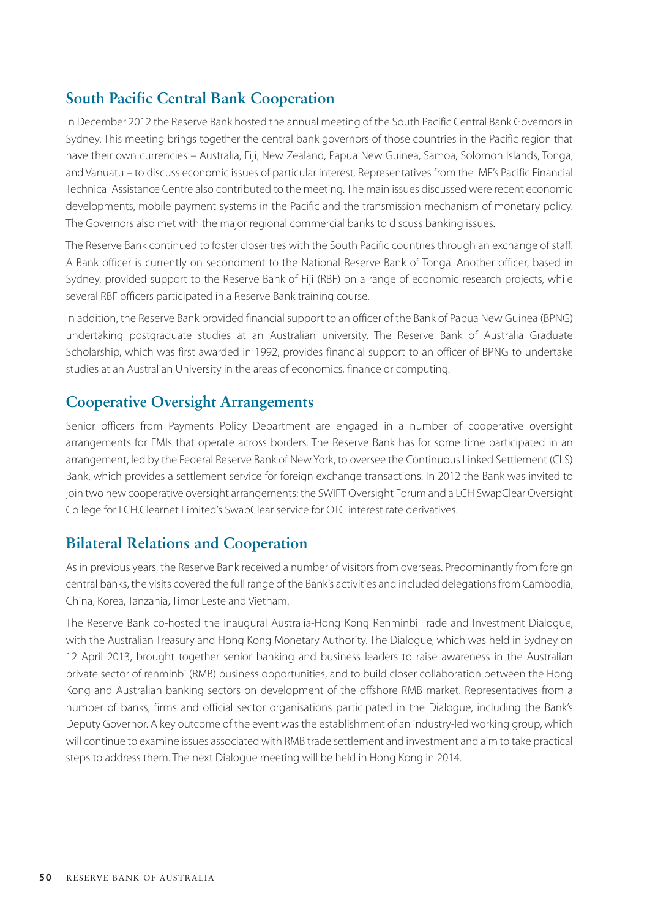## South Pacific Central Bank Cooperation

In December 2012 the Reserve Bank hosted the annual meeting of the South Pacific Central Bank Governors in Sydney. This meeting brings together the central bank governors of those countries in the Pacific region that have their own currencies – Australia, Fiji, New Zealand, Papua New Guinea, Samoa, Solomon Islands, Tonga, and Vanuatu – to discuss economic issues of particular interest. Representatives from the IMF's Pacific Financial Technical Assistance Centre also contributed to the meeting. The main issues discussed were recent economic developments, mobile payment systems in the Pacific and the transmission mechanism of monetary policy. The Governors also met with the major regional commercial banks to discuss banking issues.

The Reserve Bank continued to foster closer ties with the South Pacific countries through an exchange of staff. A Bank officer is currently on secondment to the National Reserve Bank of Tonga. Another officer, based in Sydney, provided support to the Reserve Bank of Fiji (RBF) on a range of economic research projects, while several RBF officers participated in a Reserve Bank training course.

In addition, the Reserve Bank provided financial support to an officer of the Bank of Papua New Guinea (BPNG) undertaking postgraduate studies at an Australian university. The Reserve Bank of Australia Graduate Scholarship, which was first awarded in 1992, provides financial support to an officer of BPNG to undertake studies at an Australian University in the areas of economics, finance or computing.

## Cooperative Oversight Arrangements

Senior officers from Payments Policy Department are engaged in a number of cooperative oversight arrangements for FMIs that operate across borders. The Reserve Bank has for some time participated in an arrangement, led by the Federal Reserve Bank of New York, to oversee the Continuous Linked Settlement (CLS) Bank, which provides a settlement service for foreign exchange transactions. In 2012 the Bank was invited to join two new cooperative oversight arrangements: the SWIFT Oversight Forum and a LCH SwapClear Oversight College for LCH.Clearnet Limited's SwapClear service for OTC interest rate derivatives.

## Bilateral Relations and Cooperation

As in previous years, the Reserve Bank received a number of visitors from overseas. Predominantly from foreign central banks, the visits covered the full range of the Bank's activities and included delegations from Cambodia, China, Korea, Tanzania, Timor Leste and Vietnam.

The Reserve Bank co-hosted the inaugural Australia-Hong Kong Renminbi Trade and Investment Dialogue, with the Australian Treasury and Hong Kong Monetary Authority. The Dialogue, which was held in Sydney on 12 April 2013, brought together senior banking and business leaders to raise awareness in the Australian private sector of renminbi (RMB) business opportunities, and to build closer collaboration between the Hong Kong and Australian banking sectors on development of the offshore RMB market. Representatives from a number of banks, firms and official sector organisations participated in the Dialogue, including the Bank's Deputy Governor. A key outcome of the event was the establishment of an industry-led working group, which will continue to examine issues associated with RMB trade settlement and investment and aim to take practical steps to address them. The next Dialogue meeting will be held in Hong Kong in 2014.